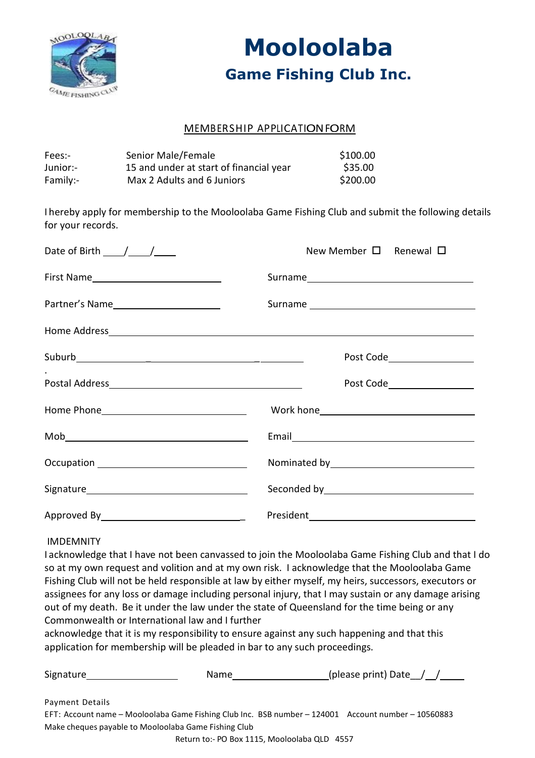# Mooloolaba

## Game Fishing Club Inc.

MEMBERSHIP APPLICATION FORM

| Fees:- | Senior Male/Female | $100.00 |
|---|---|---|
| Junior:- | 15 and under at start of financial year | $35.00 |
| Family:- | Max 2 Adults and 6 Juniors | $200.00 |

I hereby apply for membership to the Mooloolaba Game Fishing Club and submit the following details for your records.

Date of Birth ____/____/____ New Member ☐ Renewal ☐

First Name________________________ Surname________________________________

Partner's Name____________________ Surname ________________________________

Home Address______________________________________________________________

Suburb_______________________________________ Post Code________________

Postal Address______________________________ Post Code________________

Home Phone_________________________ Work hone______________________________

Mob___________________________________ Email_________________________________

Occupation ________________________ Nominated by_____________________________

Signature__________________________ Seconded by______________________________

Approved By________________________ President________________________________

IMDEMNITY

I acknowledge that I have not been canvassed to join the Mooloolaba Game Fishing Club and that I do so at my own request and volition and at my own risk. I acknowledge that the Mooloolaba Game Fishing Club will not be held responsible at law by either myself, my heirs, successors, executors or assignees for any loss or damage including personal injury, that I may sustain or any damage arising out of my death. Be it under the law under the state of Queensland for the time being or any Commonwealth or International law and I further acknowledge that it is my responsibility to ensure against any such happening and that this application for membership will be pleaded in bar to any such proceedings.

Signature__________________ Name__________________(please print) Date__/__/____

Payment Details
EFT: Account name – Mooloolaba Game Fishing Club Inc. BSB number – 124001 Account number – 10560883
Make cheques payable to Mooloolaba Game Fishing Club
Return to:- PO Box 1115, Mooloolaba QLD 4557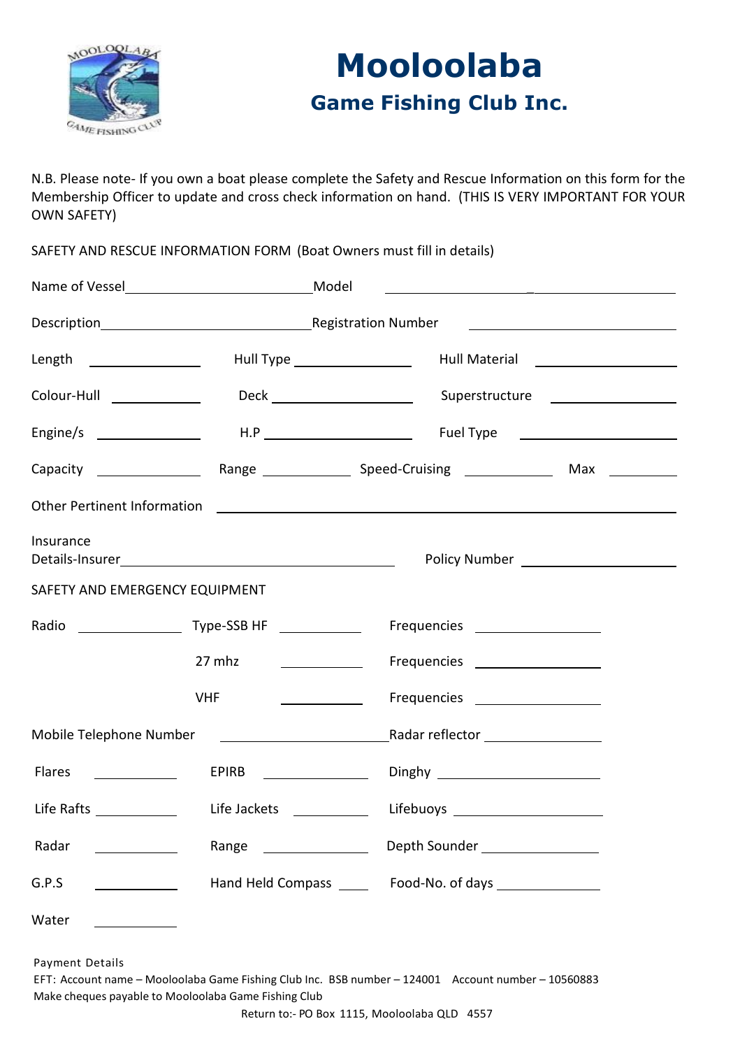# Mooloolaba

## Game Fishing Club Inc.

N.B. Please note- If you own a boat please complete the Safety and Rescue Information on this form for the Membership Officer to update and cross check information on hand. (THIS IS VERY IMPORTANT FOR YOUR OWN SAFETY)

SAFETY AND RESCUE INFORMATION FORM (Boat Owners must fill in details)

Name of Vessel\_\_\_\_\_\_\_\_\_\_\_\_\_\_\_\_\_\_\_\_ Model \_\_\_\_\_\_\_\_\_\_\_\_\_\_\_\_\_\_\_\_

Description\_\_\_\_\_\_\_\_\_\_\_\_\_\_\_\_\_\_\_\_ Registration Number \_\_\_\_\_\_\_\_\_\_\_\_\_\_\_\_\_\_\_\_

Length \_\_\_\_\_\_\_\_\_\_ Hull Type \_\_\_\_\_\_\_\_\_\_ Hull Material \_\_\_\_\_\_\_\_\_\_

Colour-Hull \_\_\_\_\_\_\_\_\_\_ Deck \_\_\_\_\_\_\_\_\_\_ Superstructure \_\_\_\_\_\_\_\_\_\_

Engine/s \_\_\_\_\_\_\_\_\_\_ H.P \_\_\_\_\_\_\_\_\_\_ Fuel Type \_\_\_\_\_\_\_\_\_\_

Capacity \_\_\_\_\_\_\_\_\_\_ Range \_\_\_\_\_\_\_\_\_\_ Speed-Cruising \_\_\_\_\_\_\_\_\_\_ Max \_\_\_\_\_\_\_\_\_\_

Other Pertinent Information \_\_\_\_\_\_\_\_\_\_\_\_\_\_\_\_\_\_\_\_\_\_\_\_\_\_\_\_\_\_

Insurance
Details-Insurer\_\_\_\_\_\_\_\_\_\_\_\_\_\_\_\_\_\_\_\_ Policy Number \_\_\_\_\_\_\_\_\_\_\_\_\_\_\_\_\_\_\_\_

SAFETY AND EMERGENCY EQUIPMENT

Radio \_\_\_\_\_\_\_\_\_\_ Type-SSB HF \_\_\_\_\_\_\_\_\_\_ Frequencies \_\_\_\_\_\_\_\_\_\_

27 mhz \_\_\_\_\_\_\_\_\_\_ Frequencies \_\_\_\_\_\_\_\_\_\_

VHF \_\_\_\_\_\_\_\_\_\_ Frequencies \_\_\_\_\_\_\_\_\_\_

Mobile Telephone Number \_\_\_\_\_\_\_\_\_\_ Radar reflector \_\_\_\_\_\_\_\_\_\_

Flares \_\_\_\_\_\_\_\_\_\_ EPIRB \_\_\_\_\_\_\_\_\_\_ Dinghy \_\_\_\_\_\_\_\_\_\_

Life Rafts \_\_\_\_\_\_\_\_\_\_ Life Jackets \_\_\_\_\_\_\_\_\_\_ Lifebuoys \_\_\_\_\_\_\_\_\_\_

Radar \_\_\_\_\_\_\_\_\_\_ Range \_\_\_\_\_\_\_\_\_\_ Depth Sounder \_\_\_\_\_\_\_\_\_\_

G.P.S \_\_\_\_\_\_\_\_\_\_ Hand Held Compass \_\_\_\_\_\_\_\_\_\_ Food-No. of days \_\_\_\_\_\_\_\_\_\_

Water \_\_\_\_\_\_\_\_\_\_

Payment Details
EFT: Account name – Mooloolaba Game Fishing Club Inc. BSB number – 124001 Account number – 10560883
Make cheques payable to Mooloolaba Game Fishing Club

Return to:- PO Box 1115, Mooloolaba QLD 4557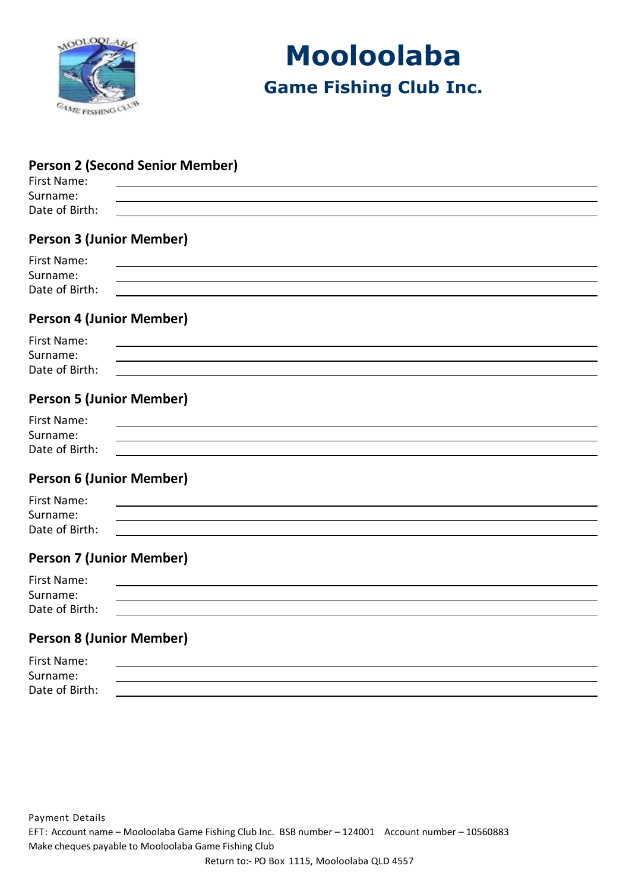# Mooloolaba

## Game Fishing Club Inc.

### Person 2 (Second Senior Member)

First Name: \_\_\_\_\_\_\_\_\_\_\_\_\_\_\_\_\_\_\_\_

Surname: \_\_\_\_\_\_\_\_\_\_\_\_\_\_\_\_\_\_\_\_

Date of Birth: \_\_\_\_\_\_\_\_\_\_\_\_\_\_\_\_\_\_\_\_

### Person 3 (Junior Member)

First Name: \_\_\_\_\_\_\_\_\_\_\_\_\_\_\_\_\_\_\_\_

Surname: \_\_\_\_\_\_\_\_\_\_\_\_\_\_\_\_\_\_\_\_

Date of Birth: \_\_\_\_\_\_\_\_\_\_\_\_\_\_\_\_\_\_\_\_

### Person 4 (Junior Member)

First Name: \_\_\_\_\_\_\_\_\_\_\_\_\_\_\_\_\_\_\_\_

Surname: \_\_\_\_\_\_\_\_\_\_\_\_\_\_\_\_\_\_\_\_

Date of Birth: \_\_\_\_\_\_\_\_\_\_\_\_\_\_\_\_\_\_\_\_

### Person 5 (Junior Member)

First Name: \_\_\_\_\_\_\_\_\_\_\_\_\_\_\_\_\_\_\_\_

Surname: \_\_\_\_\_\_\_\_\_\_\_\_\_\_\_\_\_\_\_\_

Date of Birth: \_\_\_\_\_\_\_\_\_\_\_\_\_\_\_\_\_\_\_\_

### Person 6 (Junior Member)

First Name: \_\_\_\_\_\_\_\_\_\_\_\_\_\_\_\_\_\_\_\_

Surname: \_\_\_\_\_\_\_\_\_\_\_\_\_\_\_\_\_\_\_\_

Date of Birth: \_\_\_\_\_\_\_\_\_\_\_\_\_\_\_\_\_\_\_\_

### Person 7 (Junior Member)

First Name: \_\_\_\_\_\_\_\_\_\_\_\_\_\_\_\_\_\_\_\_

Surname: \_\_\_\_\_\_\_\_\_\_\_\_\_\_\_\_\_\_\_\_

Date of Birth: \_\_\_\_\_\_\_\_\_\_\_\_\_\_\_\_\_\_\_\_

### Person 8 (Junior Member)

First Name: \_\_\_\_\_\_\_\_\_\_\_\_\_\_\_\_\_\_\_\_

Surname: \_\_\_\_\_\_\_\_\_\_\_\_\_\_\_\_\_\_\_\_

Date of Birth: \_\_\_\_\_\_\_\_\_\_\_\_\_\_\_\_\_\_\_\_

Payment Details

EFT: Account name – Mooloolaba Game Fishing Club Inc. BSB number – 124001 Account number – 10560883

Make cheques payable to Mooloolaba Game Fishing Club

Return to:- PO Box 1115, Mooloolaba QLD 4557